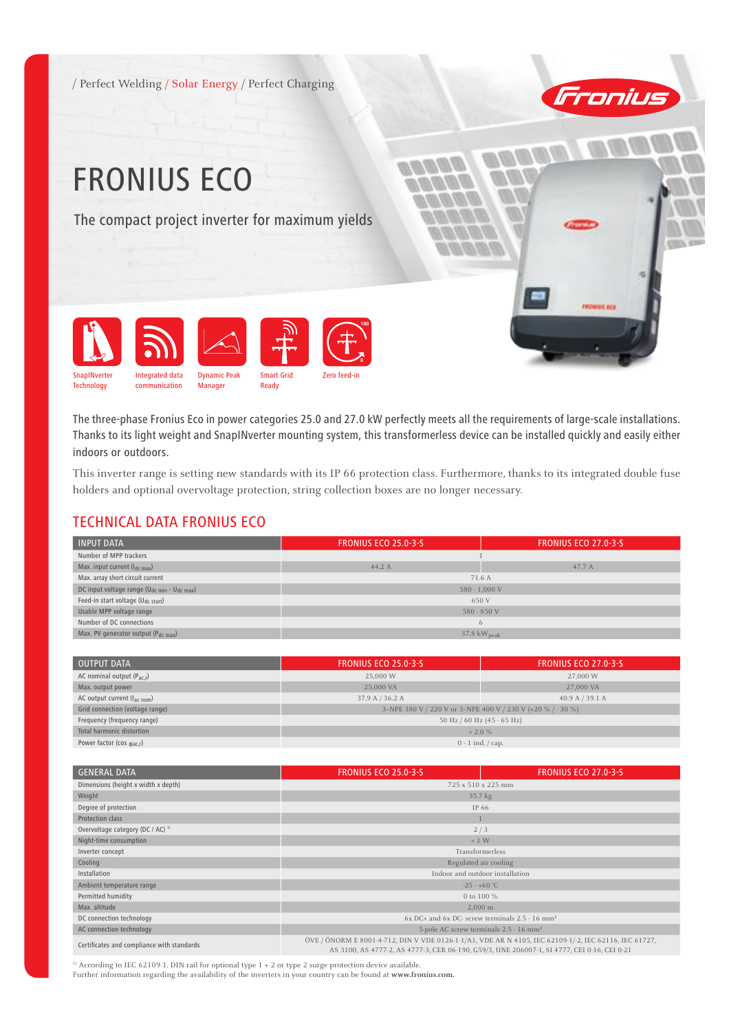/ Perfect Welding / Solar Energy / Perfect Charging

# FRONIUS ECO

## The compact project inverter for maximum yields

SnapINverter Technology | Integrated data communication | Dynamic Peak Manager | Smart Grid Ready | Zero feed-in

The three-phase Fronius Eco in power categories 25.0 and 27.0 kW perfectly meets all the requirements of large-scale installations. Thanks to its light weight and SnapINverter mounting system, this transformerless device can be installed quickly and easily either indoors or outdoors.

This inverter range is setting new standards with its IP 66 protection class. Furthermore, thanks to its integrated double fuse holders and optional overvoltage protection, string collection boxes are no longer necessary.

## TECHNICAL DATA FRONIUS ECO

| INPUT DATA | FRONIUS ECO 25.0-3-S | FRONIUS ECO 27.0-3-S |
|---|---|---|
| Number of MPP trackers | 1 | |
| Max. input current ($I_{dc\ max}$) | 44.2 A | 47.7 A |
| Max. array short circuit current | 71.6 A | |
| DC input voltage range ($U_{dc\ min}$ - $U_{dc\ max}$) | 580 - 1,000 V | |
| Feed-in start voltage ($U_{dc\ start}$) | 650 V | |
| Usable MPP voltage range | 580 - 850 V | |
| Number of DC connections | 6 | |
| Max. PV generator output ($P_{dc\ max}$) | 37.8 $kW_{peak}$ | |

| OUTPUT DATA | FRONIUS ECO 25.0-3-S | FRONIUS ECO 27.0-3-S |
|---|---|---|
| AC nominal output ($P_{ac,r}$) | 25,000 W | 27,000 W |
| Max. output power | 25,000 VA | 27,000 VA |
| AC output current ($I_{ac\ nom}$) | 37.9 A / 36.2 A | 40.9 A / 39.1 A |
| Grid connection (voltage range) | 3-NPE 380 V / 220 V or 3-NPE 400 V / 230 V (+20 % / - 30 %) | |
| Frequency (frequency range) | 50 Hz / 60 Hz (45 - 65 Hz) | |
| Total harmonic distortion | < 2.0 % | |
| Power factor (cos $\phi_{ac,r}$) | 0 - 1 ind. / cap. | |

| GENERAL DATA | FRONIUS ECO 25.0-3-S | FRONIUS ECO 27.0-3-S |
|---|---|---|
| Dimensions (height x width x depth) | 725 x 510 x 225 mm | |
| Weight | 35.7 kg | |
| Degree of protection | IP 66 | |
| Protection class | 1 | |
| Overvoltage category (DC / AC) [1] | 2 / 3 | |
| Night-time consumption | < 1 W | |
| Inverter concept | Transformerless | |
| Cooling | Regulated air cooling | |
| Installation | Indoor and outdoor installation | |
| Ambient temperature range | -25 - +60 °C | |
| Permitted humidity | 0 to 100 % | |
| Max. altitude | 2,000 m | |
| DC connection technology | 6x DC+ and 6x DC- screw terminals 2.5 - 16 mm² | |
| AC connection technology | 5-pole AC screw terminals 2.5 - 16 mm² | |
| Certificates and compliance with standards | ÖVE / ÖNORM E 8001-4-712, DIN V VDE 0126-1-1/A1, VDE AR N 4105, IEC 62109-1/-2, IEC 62116, IEC 61727, AS 3100, AS 4777-2, AS 4777-3, CER 06-190, G59/3, UNE 206007-1, SI 4777, CEI 0-16, CEI 0-21 | |

[1] According to IEC 62109-1. DIN rail for optional type 1 + 2 or type 2 surge protection device available.
Further information regarding the availability of the inverters in your country can be found at **www.fronius.com.**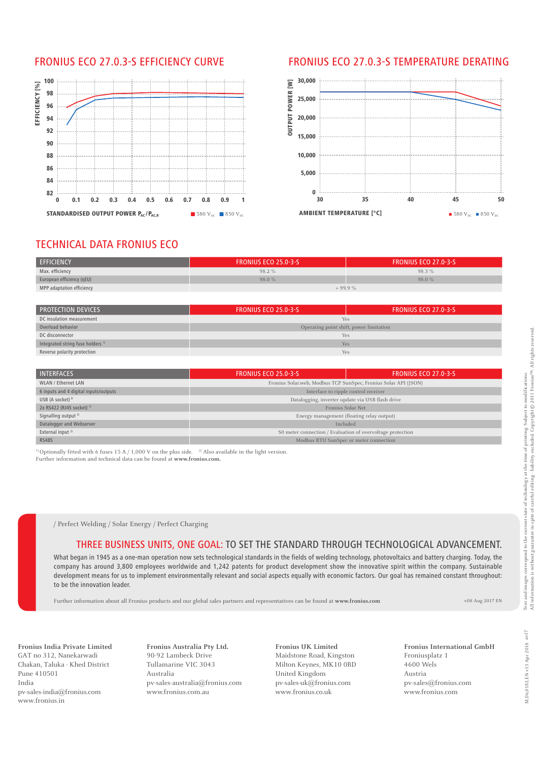## FRONIUS ECO 27.0.3-S EFFICIENCY CURVE

EFFICIENCY [%]

100
98
96
94
92
90
88
86
84
82

0 0.1 0.2 0.3 0.4 0.5 0.6 0.7 0.8 0.9 1

STANDARDISED OUTPUT POWER $P_{AC}/P_{AC,R}$

580 $V_{DC}$ 850 $V_{DC}$

## FRONIUS ECO 27.0.3-S TEMPERATURE DERATING

OUTPUT POWER [W]

30,000
25,000
20,000
15,000
10,000
5,000
0

30 35 40 45 50

AMBIENT TEMPERATURE [°C]

580 $V_{DC}$ 850 $V_{DC}$

## TECHNICAL DATA FRONIUS ECO

| EFFICIENCY | FRONIUS ECO 25.0-3-S | FRONIUS ECO 27.0-3-S |
|---|---|---|
| Max. efficiency | 98.2 % | 98.3 % |
| European efficiency (ηEU) | 98.0 % | 98.0 % |
| MPP adaptation efficiency | > 99.9 % | |

| PROTECTION DEVICES | FRONIUS ECO 25.0-3-S | FRONIUS ECO 27.0-3-S |
|---|---|---|
| DC insulation measurement | Yes | |
| Overload behavior | Operating point shift, power limitation | |
| DC disconnector | Yes | |
| Integrated string fuse holders [1] | Yes | |
| Reverse polarity protection | Yes | |

| INTERFACES | FRONIUS ECO 25.0-3-S | FRONIUS ECO 27.0-3-S |
|---|---|---|
| WLAN / Ethernet LAN | Fronius Solar.web, Modbus TCP SunSpec, Fronius Solar API (JSON) | |
| 6 inputs and 4 digital inputs/outputs | Interface to ripple control receiver | |
| USB (A socket) [2] | Datalogging, inverter update via USB flash drive | |
| 2x RS422 (RJ45 socket) [2] | Fronius Solar Net | |
| Signalling output [2] | Energy management (floating relay output) | |
| Datalogger and Webserver | Included | |
| External input [2] | S0 meter connection / Evaluation of overvoltage protection | |
| RS485 | Modbus RTU SunSpec or meter connection | |

[1] Optionally fitted with 6 fuses 15 A / 1,000 V on the plus side. [2] Also available in the light version.
Further information and technical data can be found at **www.fronius.com.**

/ Perfect Welding / Solar Energy / Perfect Charging

### THREE BUSINESS UNITS, ONE GOAL: TO SET THE STANDARD THROUGH TECHNOLOGICAL ADVANCEMENT.

What began in 1945 as a one-man operation now sets technological standards in the fields of welding technology, photovoltaics and battery charging. Today, the company has around 3,800 employees worldwide and 1,242 patents for product development show the innovative spirit within the company. Sustainable development means for us to implement environmentally relevant and social aspects equally with economic factors. Our goal has remained constant throughout: to be the innovation leader.

Further information about all Fronius products and our global sales partners and representatives can be found at **www.fronius.com**

v08 Aug 2017 EN

**Fronius India Private Limited**
GAT no 312, Nanekarwadi
Chakan, Taluka - Khed District
Pune 410501
India
pv-sales-india@fronius.com
www.fronius.in

**Fronius Australia Pty Ltd.**
90-92 Lambeck Drive
Tullamarine VIC 3043
Australia
pv-sales-australia@fronius.com
www.fronius.com.au

**Fronius UK Limited**
Maidstone Road, Kingston
Milton Keynes, MK10 0BD
United Kingdom
pv-sales-uk@fronius.com
www.fronius.co.uk

**Fronius International GmbH**
Froniusplatz 1
4600 Wels
Austria
pv-sales@fronius.com
www.fronius.com

Text and images correspond to the current state of technology at the time of printing. Subject to modifications. All information is without guarantee in spite of careful editing - liability excluded. Copyright © 2011 Fronius™. All rights reserved.

M,06,0183,EN v13 Apr 2018 as17